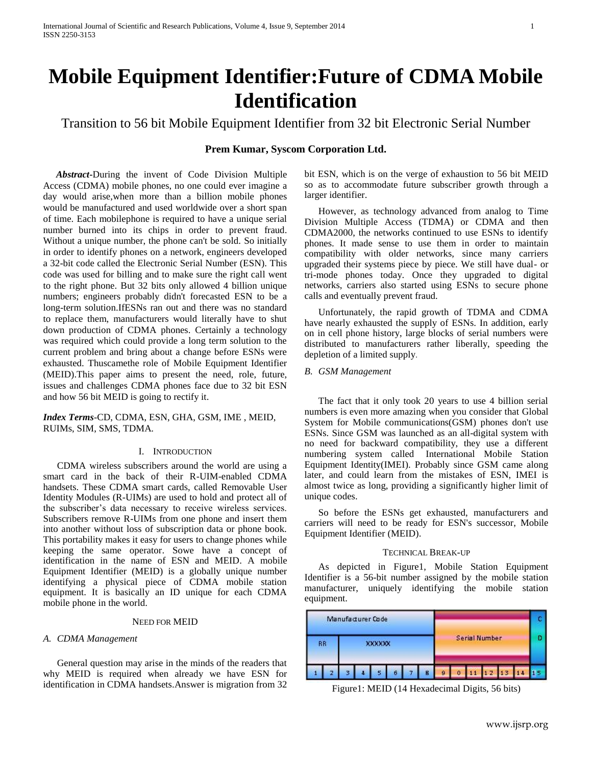# Mobile Equipment Identifier:Future of CDMA Mobile Identification

Transition to 56 bit Mobile Equipment Identifier from 32 bit Electronic Serial Number

**Prem Kumar, Syscom Corporation Ltd.**

***Abstract*-**During the invent of Code Division Multiple Access (CDMA) mobile phones, no one could ever imagine a day would arise,when more than a billion mobile phones would be manufactured and used worldwide over a short span of time. Each mobilephone is required to have a unique serial number burned into its chips in order to prevent fraud. Without a unique number, the phone can't be sold. So initially in order to identify phones on a network, engineers developed a 32-bit code called the Electronic Serial Number (ESN). This code was used for billing and to make sure the right call went to the right phone. But 32 bits only allowed 4 billion unique numbers; engineers probably didn't forecasted ESN to be a long-term solution.IfESNs ran out and there was no standard to replace them, manufacturers would literally have to shut down production of CDMA phones. Certainly a technology was required which could provide a long term solution to the current problem and bring about a change before ESNs were exhausted. Thuscamethe role of Mobile Equipment Identifier (MEID).This paper aims to present the need, role, future, issues and challenges CDMA phones face due to 32 bit ESN and how 56 bit MEID is going to rectify it.

***Index Terms*-**CD, CDMA, ESN, GHA, GSM, IME , MEID, RUIMs, SIM, SMS, TDMA.

## I. Introduction

CDMA wireless subscribers around the world are using a smart card in the back of their R-UIM-enabled CDMA handsets. These CDMA smart cards, called Removable User Identity Modules (R-UIMs) are used to hold and protect all of the subscriber's data necessary to receive wireless services. Subscribers remove R-UIMs from one phone and insert them into another without loss of subscription data or phone book. This portability makes it easy for users to change phones while keeping the same operator. Sowe have a concept of identification in the name of ESN and MEID. A mobile Equipment Identifier (MEID) is a globally unique number identifying a physical piece of CDMA mobile station equipment. It is basically an ID unique for each CDMA mobile phone in the world.

## Need for MEID

### *A. CDMA Management*

General question may arise in the minds of the readers that why MEID is required when already we have ESN for identification in CDMA handsets.Answer is migration from 32 bit ESN, which is on the verge of exhaustion to 56 bit MEID so as to accommodate future subscriber growth through a larger identifier.

However, as technology advanced from analog to Time Division Multiple Access (TDMA) or CDMA and then CDMA2000, the networks continued to use ESNs to identify phones. It made sense to use them in order to maintain compatibility with older networks, since many carriers upgraded their systems piece by piece. We still have dual- or tri-mode phones today. Once they upgraded to digital networks, carriers also started using ESNs to secure phone calls and eventually prevent fraud.

Unfortunately, the rapid growth of TDMA and CDMA have nearly exhausted the supply of ESNs. In addition, early on in cell phone history, large blocks of serial numbers were distributed to manufacturers rather liberally, speeding the depletion of a limited supply.

### *B. GSM Management*

The fact that it only took 20 years to use 4 billion serial numbers is even more amazing when you consider that Global System for Mobile communications(GSM) phones don't use ESNs. Since GSM was launched as an all-digital system with no need for backward compatibility, they use a different numbering system called International Mobile Station Equipment Identity(IMEI). Probably since GSM came along later, and could learn from the mistakes of ESN, IMEI is almost twice as long, providing a significantly higher limit of unique codes.

So before the ESNs get exhausted, manufacturers and carriers will need to be ready for ESN's successor, Mobile Equipment Identifier (MEID).

## Technical Break-up

As depicted in Figure1, Mobile Station Equipment Identifier is a 56-bit number assigned by the mobile station manufacturer, uniquely identifying the mobile station equipment.

| Manufacturer Code | | | | | | | | Serial Number | | | | | | CD |
|---|---|---|---|---|---|---|---|---|---|---|---|---|---|---|
| RR | | XXXXXX | | | | | | | | | | | | |
| 1 | 2 | 3 | 4 | 5 | 6 | 7 | 8 | 9 | 0 | 11 | 12 | 13 | 14 | 15 |

Figure1: MEID (14 Hexadecimal Digits, 56 bits)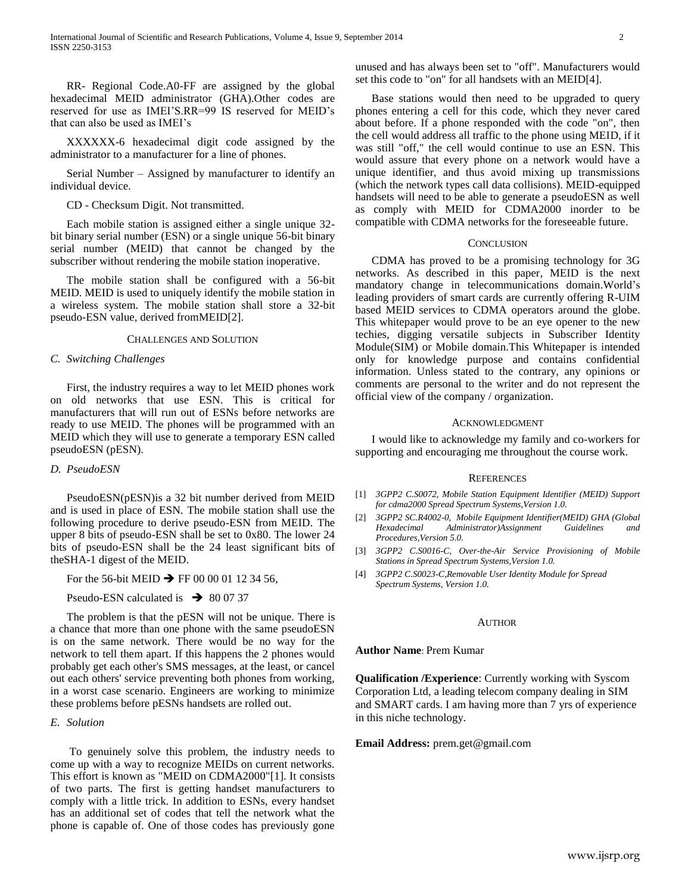RR- Regional Code.A0-FF are assigned by the global hexadecimal MEID administrator (GHA).Other codes are reserved for use as IMEI'S.RR=99 IS reserved for MEID's that can also be used as IMEI's

XXXXXX-6 hexadecimal digit code assigned by the administrator to a manufacturer for a line of phones.

Serial Number – Assigned by manufacturer to identify an individual device.

CD - Checksum Digit. Not transmitted.

Each mobile station is assigned either a single unique 32-bit binary serial number (ESN) or a single unique 56-bit binary serial number (MEID) that cannot be changed by the subscriber without rendering the mobile station inoperative.

The mobile station shall be configured with a 56-bit MEID. MEID is used to uniquely identify the mobile station in a wireless system. The mobile station shall store a 32-bit pseudo-ESN value, derived fromMEID[2].

## Challenges and Solution

### C. Switching Challenges

First, the industry requires a way to let MEID phones work on old networks that use ESN. This is critical for manufacturers that will run out of ESNs before networks are ready to use MEID. The phones will be programmed with an MEID which they will use to generate a temporary ESN called pseudoESN (pESN).

### D. PseudoESN

PseudoESN(pESN)is a 32 bit number derived from MEID and is used in place of ESN. The mobile station shall use the following procedure to derive pseudo-ESN from MEID. The upper 8 bits of pseudo-ESN shall be set to 0x80. The lower 24 bits of pseudo-ESN shall be the 24 least significant bits of theSHA-1 digest of the MEID.

For the 56-bit MEID ➔ FF 00 00 01 12 34 56,

Pseudo-ESN calculated is ➔ 80 07 37

The problem is that the pESN will not be unique. There is a chance that more than one phone with the same pseudoESN is on the same network. There would be no way for the network to tell them apart. If this happens the 2 phones would probably get each other's SMS messages, at the least, or cancel out each others' service preventing both phones from working, in a worst case scenario. Engineers are working to minimize these problems before pESNs handsets are rolled out.

### E. Solution

To genuinely solve this problem, the industry needs to come up with a way to recognize MEIDs on current networks. This effort is known as "MEID on CDMA2000"[1]. It consists of two parts. The first is getting handset manufacturers to comply with a little trick. In addition to ESNs, every handset has an additional set of codes that tell the network what the phone is capable of. One of those codes has previously gone unused and has always been set to "off". Manufacturers would set this code to "on" for all handsets with an MEID[4].

Base stations would then need to be upgraded to query phones entering a cell for this code, which they never cared about before. If a phone responded with the code "on", then the cell would address all traffic to the phone using MEID, if it was still "off," the cell would continue to use an ESN. This would assure that every phone on a network would have a unique identifier, and thus avoid mixing up transmissions (which the network types call data collisions). MEID-equipped handsets will need to be able to generate a pseudoESN as well as comply with MEID for CDMA2000 inorder to be compatible with CDMA networks for the foreseeable future.

## Conclusion

CDMA has proved to be a promising technology for 3G networks. As described in this paper, MEID is the next mandatory change in telecommunications domain.World's leading providers of smart cards are currently offering R-UIM based MEID services to CDMA operators around the globe. This whitepaper would prove to be an eye opener to the new techies, digging versatile subjects in Subscriber Identity Module(SIM) or Mobile domain.This Whitepaper is intended only for knowledge purpose and contains confidential information. Unless stated to the contrary, any opinions or comments are personal to the writer and do not represent the official view of the company / organization.

## Acknowledgment

I would like to acknowledge my family and co-workers for supporting and encouraging me throughout the course work.

## References

[1] *3GPP2 C.S0072, Mobile Station Equipment Identifier (MEID) Support for cdma2000 Spread Spectrum Systems,Version 1.0.*

[2] *3GPP2 SC.R4002-0, Mobile Equipment Identifier(MEID) GHA (Global Hexadecimal Administrator)Assignment Guidelines and Procedures,Version 5.0.*

[3] *3GPP2 C.S0016-C, Over-the-Air Service Provisioning of Mobile Stations in Spread Spectrum Systems,Version 1.0.*

[4] *3GPP2 C.S0023-C,Removable User Identity Module for Spread Spectrum Systems, Version 1.0.*

## Author

**Author Name**: Prem Kumar

**Qualification /Experience**: Currently working with Syscom Corporation Ltd, a leading telecom company dealing in SIM and SMART cards. I am having more than 7 yrs of experience in this niche technology.

**Email Address:** prem.get@gmail.com